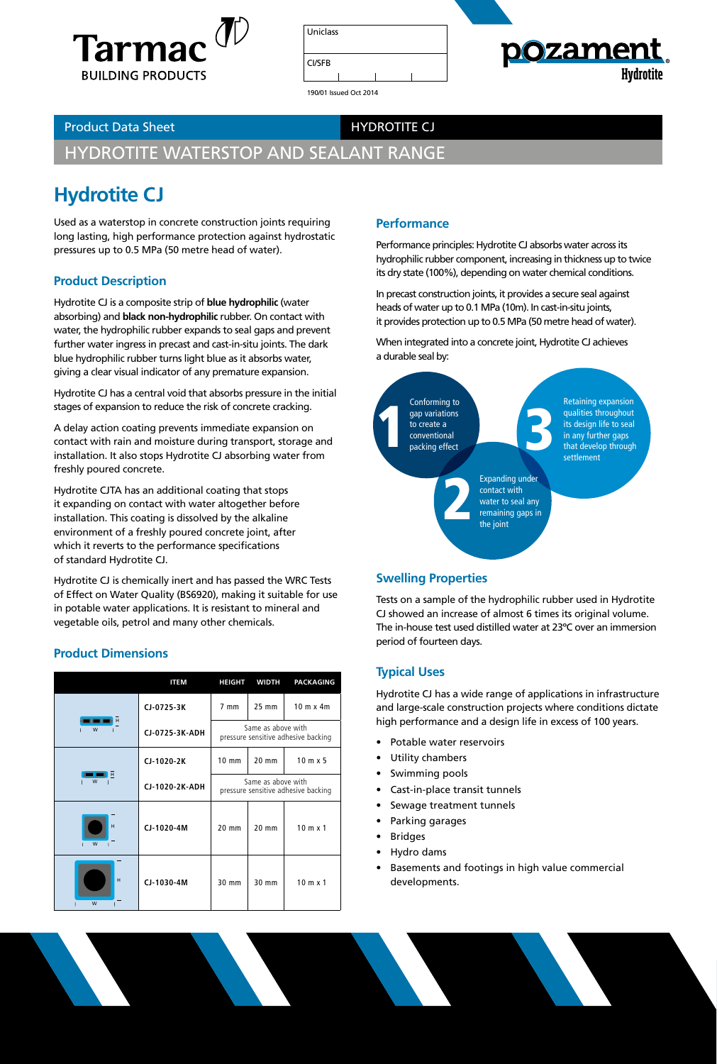Tarmac BUILDING PRODUCTS

| Uniclass |
|---|
| CI/SFB |

190/01 Issued Oct 2014

pozament Hydrotite

Product Data Sheet — HYDROTITE CJ

HYDROTITE WATERSTOP AND SEALANT RANGE

# Hydrotite CJ

Used as a waterstop in concrete construction joints requiring long lasting, high performance protection against hydrostatic pressures up to 0.5 MPa (50 metre head of water).

## Product Description

Hydrotite CJ is a composite strip of **blue hydrophilic** (water absorbing) and **black non-hydrophilic** rubber. On contact with water, the hydrophilic rubber expands to seal gaps and prevent further water ingress in precast and cast-in-situ joints. The dark blue hydrophilic rubber turns light blue as it absorbs water, giving a clear visual indicator of any premature expansion.

Hydrotite CJ has a central void that absorbs pressure in the initial stages of expansion to reduce the risk of concrete cracking.

A delay action coating prevents immediate expansion on contact with rain and moisture during transport, storage and installation. It also stops Hydrotite CJ absorbing water from freshly poured concrete.

Hydrotite CJTA has an additional coating that stops it expanding on contact with water altogether before installation. This coating is dissolved by the alkaline environment of a freshly poured concrete joint, after which it reverts to the performance specifications of standard Hydrotite CJ.

Hydrotite CJ is chemically inert and has passed the WRC Tests of Effect on Water Quality (BS6920), making it suitable for use in potable water applications. It is resistant to mineral and vegetable oils, petrol and many other chemicals.

## Product Dimensions

| | ITEM | HEIGHT | WIDTH | PACKAGING |
|---|---|---|---|---|
| | CJ-0725-3K | 7 mm | 25 mm | 10 m x 4m |
| | CJ-0725-3K-ADH | Same as above with pressure sensitive adhesive backing | | |
| | CJ-1020-2K | 10 mm | 20 mm | 10 m x 5 |
| | CJ-1020-2K-ADH | Same as above with pressure sensitive adhesive backing | | |
| | CJ-1020-4M | 20 mm | 20 mm | 10 m x 1 |
| | CJ-1030-4M | 30 mm | 30 mm | 10 m x 1 |

## Performance

Performance principles: Hydrotite CJ absorbs water across its hydrophilic rubber component, increasing in thickness up to twice its dry state (100%), depending on water chemical conditions.

In precast construction joints, it provides a secure seal against heads of water up to 0.1 MPa (10m). In cast-in-situ joints, it provides protection up to 0.5 MPa (50 metre head of water).

When integrated into a concrete joint, Hydrotite CJ achieves a durable seal by:

1. Conforming to gap variations to create a conventional packing effect
2. Expanding under contact with water to seal any remaining gaps in the joint
3. Retaining expansion qualities throughout its design life to seal in any further gaps that develop through settlement

## Swelling Properties

Tests on a sample of the hydrophilic rubber used in Hydrotite CJ showed an increase of almost 6 times its original volume. The in-house test used distilled water at 23°C over an immersion period of fourteen days.

## Typical Uses

Hydrotite CJ has a wide range of applications in infrastructure and large-scale construction projects where conditions dictate high performance and a design life in excess of 100 years.

- Potable water reservoirs
- Utility chambers
- Swimming pools
- Cast-in-place transit tunnels
- Sewage treatment tunnels
- Parking garages
- Bridges
- Hydro dams
- Basements and footings in high value commercial developments.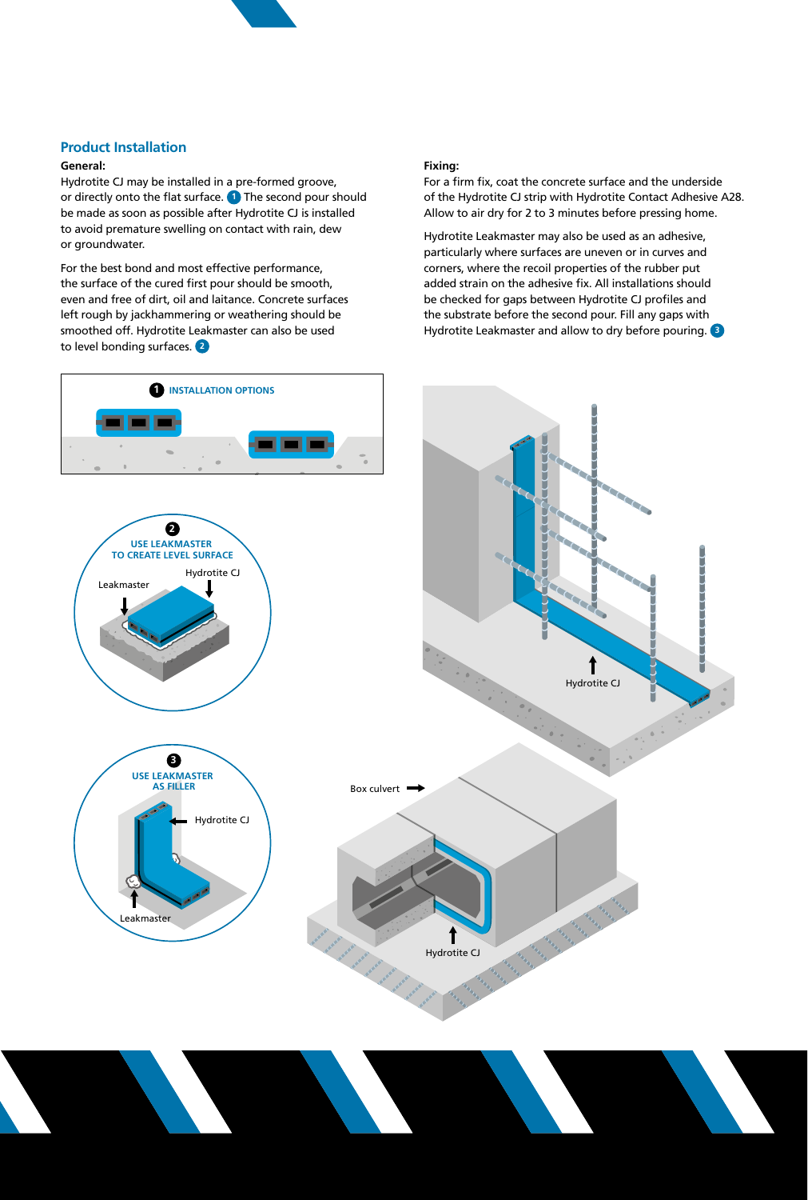## Product Installation

**General:**

Hydrotite CJ may be installed in a pre-formed groove, or directly onto the flat surface. (1) The second pour should be made as soon as possible after Hydrotite CJ is installed to avoid premature swelling on contact with rain, dew or groundwater.

For the best bond and most effective performance, the surface of the cured first pour should be smooth, even and free of dirt, oil and laitance. Concrete surfaces left rough by jackhammering or weathering should be smoothed off. Hydrotite Leakmaster can also be used to level bonding surfaces. (2)

**Fixing:**

For a firm fix, coat the concrete surface and the underside of the Hydrotite CJ strip with Hydrotite Contact Adhesive A28. Allow to air dry for 2 to 3 minutes before pressing home.

Hydrotite Leakmaster may also be used as an adhesive, particularly where surfaces are uneven or in curves and corners, where the recoil properties of the rubber put added strain on the adhesive fix. All installations should be checked for gaps between Hydrotite CJ profiles and the substrate before the second pour. Fill any gaps with Hydrotite Leakmaster and allow to dry before pouring. (3)

(1) INSTALLATION OPTIONS

(2) USE LEAKMASTER TO CREATE LEVEL SURFACE

Leakmaster

Hydrotite CJ

(3) USE LEAKMASTER AS FILLER

Hydrotite CJ

Leakmaster

Hydrotite CJ

Box culvert

Hydrotite CJ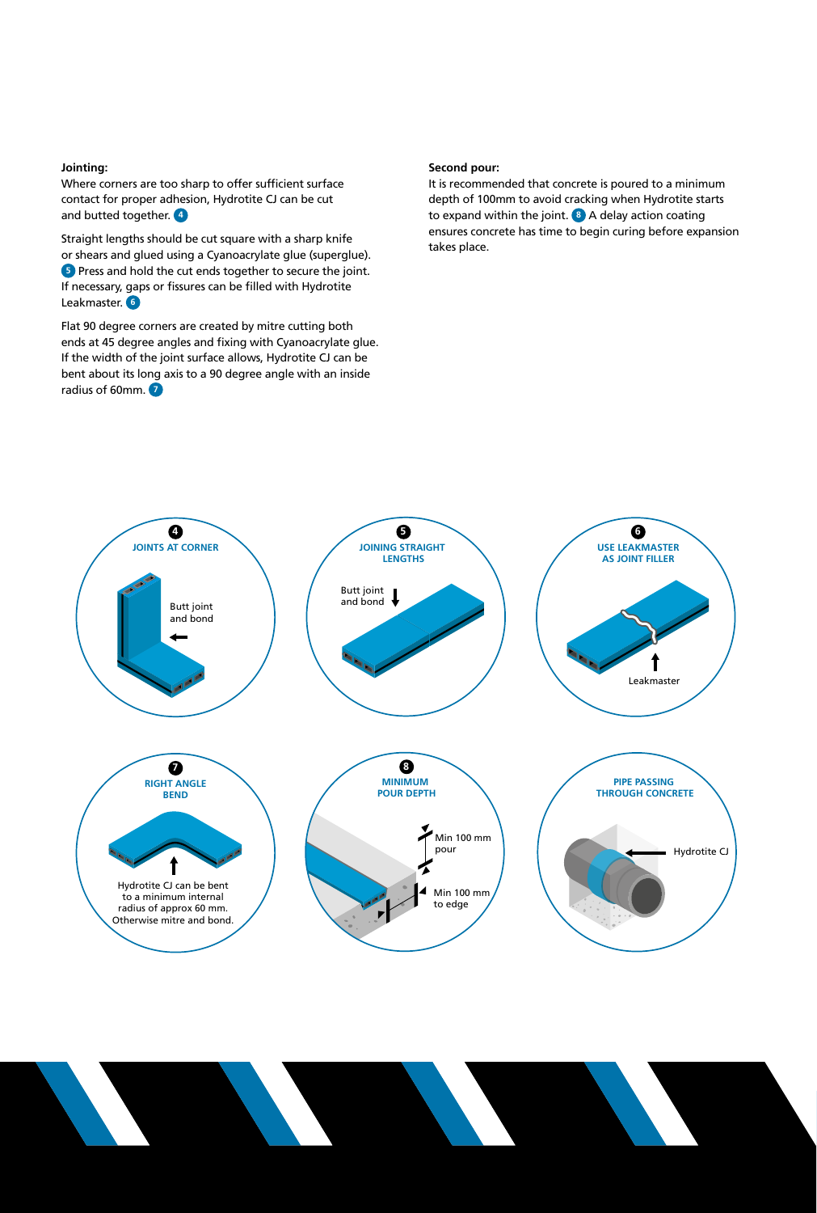**Jointing:**

Where corners are too sharp to offer sufficient surface contact for proper adhesion, Hydrotite CJ can be cut and butted together. 4

Straight lengths should be cut square with a sharp knife or shears and glued using a Cyanoacrylate glue (superglue). 5 Press and hold the cut ends together to secure the joint. If necessary, gaps or fissures can be filled with Hydrotite Leakmaster. 6

Flat 90 degree corners are created by mitre cutting both ends at 45 degree angles and fixing with Cyanoacrylate glue. If the width of the joint surface allows, Hydrotite CJ can be bent about its long axis to a 90 degree angle with an inside radius of 60mm. 7

**Second pour:**

It is recommended that concrete is poured to a minimum depth of 100mm to avoid cracking when Hydrotite starts to expand within the joint. 8 A delay action coating ensures concrete has time to begin curing before expansion takes place.

4 **JOINTS AT CORNER**

Butt joint and bond

5 **JOINING STRAIGHT LENGTHS**

Butt joint and bond

6 **USE LEAKMASTER AS JOINT FILLER**

Leakmaster

7 **RIGHT ANGLE BEND**

Hydrotite CJ can be bent to a minimum internal radius of approx 60 mm. Otherwise mitre and bond.

8 **MINIMUM POUR DEPTH**

Min 100 mm pour

Min 100 mm to edge

**PIPE PASSING THROUGH CONCRETE**

Hydrotite CJ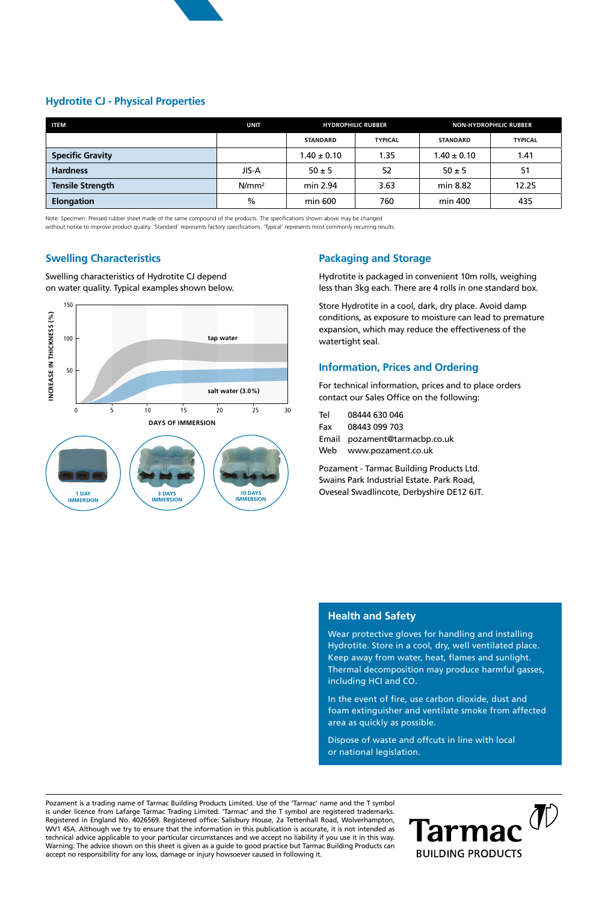## Hydrotite CJ - Physical Properties

| ITEM | UNIT | HYDROPHILIC RUBBER | | NON-HYDROPHILIC RUBBER | |
|---|---|---|---|---|---|
| | | STANDARD | TYPICAL | STANDARD | TYPICAL |
| **Specific Gravity** | | 1.40 ± 0.10 | 1.35 | 1.40 ± 0.10 | 1.41 |
| **Hardness** | JIS-A | 50 ± 5 | 52 | 50 ± 5 | 51 |
| **Tensile Strength** | $N/mm^2$ | min 2.94 | 3.63 | min 8.82 | 12.25 |
| **Elongation** | % | min 600 | 760 | min 400 | 435 |

Note: Specimen: Pressed rubber sheet made of the same compound of the products. The specifications shown above may be changed without notice to improve product quality. 'Standard' represents factory specifications. 'Typical' represents most commonly recurring results.

## Swelling Characteristics

Swelling characteristics of Hydrotite CJ depend on water quality. Typical examples shown below.

INCREASE IN THICKNESS (%)

150
100
50

tap water

salt water (3.0%)

0 5 10 15 20 25 30

DAYS OF IMMERSION

1 DAY IMMERSION

3 DAYS IMMERSION

10 DAYS IMMERSION

## Packaging and Storage

Hydrotite is packaged in convenient 10m rolls, weighing less than 3kg each. There are 4 rolls in one standard box.

Store Hydrotite in a cool, dark, dry place. Avoid damp conditions, as exposure to moisture can lead to premature expansion, which may reduce the effectiveness of the watertight seal.

## Information, Prices and Ordering

For technical information, prices and to place orders contact our Sales Office on the following:

Tel 08444 630 046
Fax 08443 099 703
Email pozament@tarmacbp.co.uk
Web www.pozament.co.uk

Pozament - Tarmac Building Products Ltd.
Swains Park Industrial Estate. Park Road,
Oveseal Swadlincote, Derbyshire DE12 6JT.

## Health and Safety

Wear protective gloves for handling and installing Hydrotite. Store in a cool, dry, well ventilated place. Keep away from water, heat, flames and sunlight. Thermal decomposition may produce harmful gasses, including HCl and CO.

In the event of fire, use carbon dioxide, dust and foam extinguisher and ventilate smoke from affected area as quickly as possible.

Dispose of waste and offcuts in line with local or national legislation.

Pozament is a trading name of Tarmac Building Products Limited. Use of the 'Tarmac' name and the T symbol is under licence from Lafarge Tarmac Trading Limited. 'Tarmac' and the T symbol are registered trademarks. Registered in England No. 4026569. Registered office: Salisbury House, 2a Tettenhall Road, Wolverhampton, WV1 4SA. Although we try to ensure that the information in this publication is accurate, it is not intended as technical advice applicable to your particular circumstances and we accept no liability if you use it in this way. Warning: The advice shown on this sheet is given as a guide to good practice but Tarmac Building Products can accept no responsibility for any loss, damage or injury howsoever caused in following it.

Tarmac BUILDING PRODUCTS